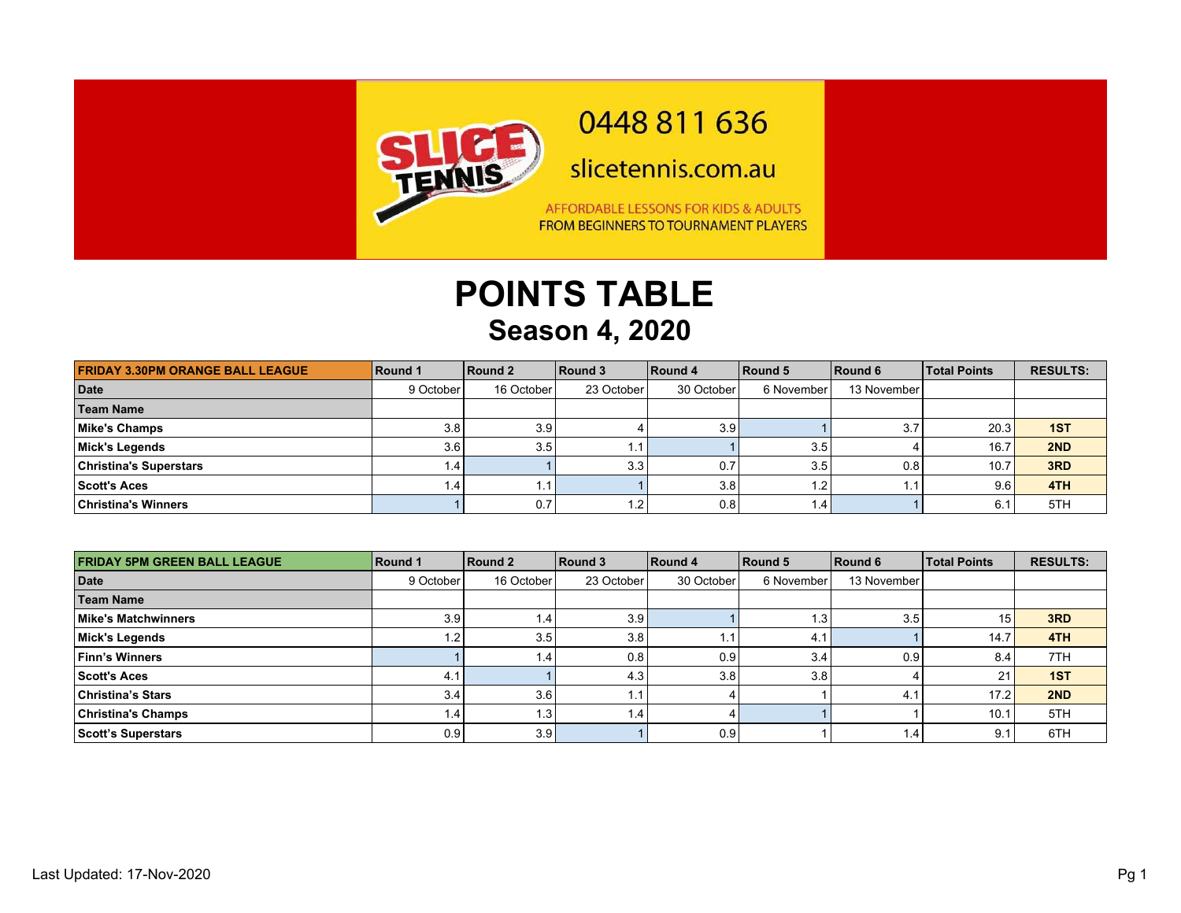0448 811 636

slicetennis.com.au

AFFORDABLE LESSONS FOR KIDS & ADULTS
FROM BEGINNERS TO TOURNAMENT PLAYERS

# POINTS TABLE
## Season 4, 2020

| FRIDAY 3.30PM ORANGE BALL LEAGUE | Round 1 | Round 2 | Round 3 | Round 4 | Round 5 | Round 6 | Total Points | RESULTS: |
|---|---|---|---|---|---|---|---|---|
| **Date** | 9 October | 16 October | 23 October | 30 October | 6 November | 13 November | | |
| **Team Name** | | | | | | | | |
| **Mike's Champs** | 3.8 | 3.9 | 4 | 3.9 | 1 | 3.7 | 20.3 | **1ST** |
| **Mick's Legends** | 3.6 | 3.5 | 1.1 | 1 | 3.5 | 4 | 16.7 | **2ND** |
| **Christina's Superstars** | 1.4 | 1 | 3.3 | 0.7 | 3.5 | 0.8 | 10.7 | **3RD** |
| **Scott's Aces** | 1.4 | 1.1 | 1 | 3.8 | 1.2 | 1.1 | 9.6 | **4TH** |
| **Christina's Winners** | 1 | 0.7 | 1.2 | 0.8 | 1.4 | 1 | 6.1 | 5TH |

| FRIDAY 5PM GREEN BALL LEAGUE | Round 1 | Round 2 | Round 3 | Round 4 | Round 5 | Round 6 | Total Points | RESULTS: |
|---|---|---|---|---|---|---|---|---|
| **Date** | 9 October | 16 October | 23 October | 30 October | 6 November | 13 November | | |
| **Team Name** | | | | | | | | |
| **Mike's Matchwinners** | 3.9 | 1.4 | 3.9 | 1 | 1.3 | 3.5 | 15 | **3RD** |
| **Mick's Legends** | 1.2 | 3.5 | 3.8 | 1.1 | 4.1 | 1 | 14.7 | **4TH** |
| **Finn's Winners** | 1 | 1.4 | 0.8 | 0.9 | 3.4 | 0.9 | 8.4 | 7TH |
| **Scott's Aces** | 4.1 | 1 | 4.3 | 3.8 | 3.8 | 4 | 21 | **1ST** |
| **Christina's Stars** | 3.4 | 3.6 | 1.1 | 4 | 1 | 4.1 | 17.2 | **2ND** |
| **Christina's Champs** | 1.4 | 1.3 | 1.4 | 4 | 1 | 1 | 10.1 | 5TH |
| **Scott's Superstars** | 0.9 | 3.9 | 1 | 0.9 | 1 | 1.4 | 9.1 | 6TH |

Last Updated: 17-Nov-2020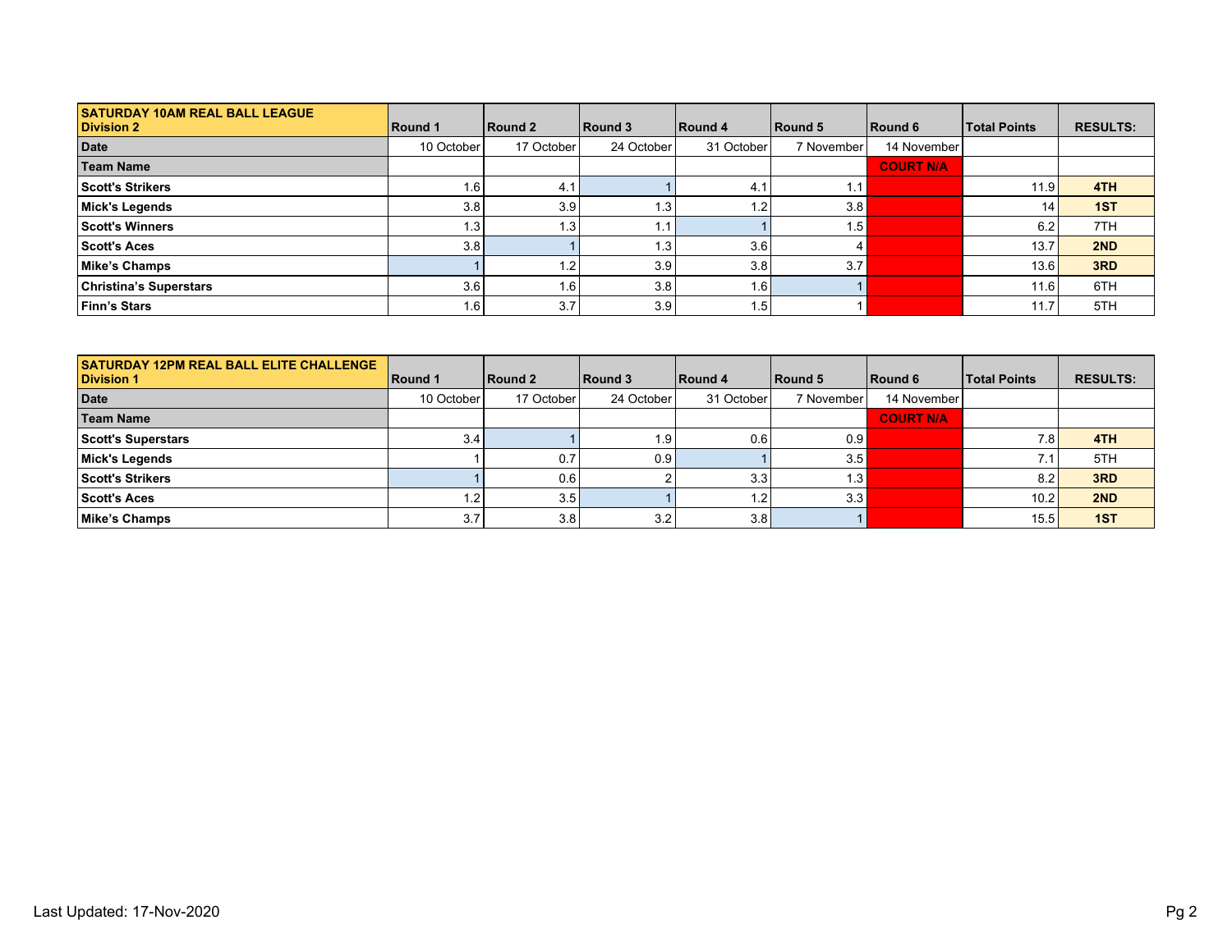| SATURDAY 10AM REAL BALL LEAGUE Division 2 | Round 1 | Round 2 | Round 3 | Round 4 | Round 5 | Round 6 | Total Points | RESULTS: |
|---|---|---|---|---|---|---|---|---|
| **Date** | 10 October | 17 October | 24 October | 31 October | 7 November | 14 November | | |
| **Team Name** | | | | | | COURT N/A | | |
| **Scott's Strikers** | 1.6 | 4.1 | 1 | 4.1 | 1.1 | | 11.9 | **4TH** |
| **Mick's Legends** | 3.8 | 3.9 | 1.3 | 1.2 | 3.8 | | 14 | **1ST** |
| **Scott's Winners** | 1.3 | 1.3 | 1.1 | 1 | 1.5 | | 6.2 | 7TH |
| **Scott's Aces** | 3.8 | 1 | 1.3 | 3.6 | 4 | | 13.7 | **2ND** |
| **Mike's Champs** | 1 | 1.2 | 3.9 | 3.8 | 3.7 | | 13.6 | **3RD** |
| **Christina's Superstars** | 3.6 | 1.6 | 3.8 | 1.6 | 1 | | 11.6 | 6TH |
| **Finn's Stars** | 1.6 | 3.7 | 3.9 | 1.5 | 1 | | 11.7 | 5TH |

| SATURDAY 12PM REAL BALL ELITE CHALLENGE Division 1 | Round 1 | Round 2 | Round 3 | Round 4 | Round 5 | Round 6 | Total Points | RESULTS: |
|---|---|---|---|---|---|---|---|---|
| **Date** | 10 October | 17 October | 24 October | 31 October | 7 November | 14 November | | |
| **Team Name** | | | | | | COURT N/A | | |
| **Scott's Superstars** | 3.4 | 1 | 1.9 | 0.6 | 0.9 | | 7.8 | **4TH** |
| **Mick's Legends** | 1 | 0.7 | 0.9 | 1 | 3.5 | | 7.1 | 5TH |
| **Scott's Strikers** | 1 | 0.6 | 2 | 3.3 | 1.3 | | 8.2 | **3RD** |
| **Scott's Aces** | 1.2 | 3.5 | 1 | 1.2 | 3.3 | | 10.2 | **2ND** |
| **Mike's Champs** | 3.7 | 3.8 | 3.2 | 3.8 | 1 | | 15.5 | **1ST** |

Last Updated: 17-Nov-2020